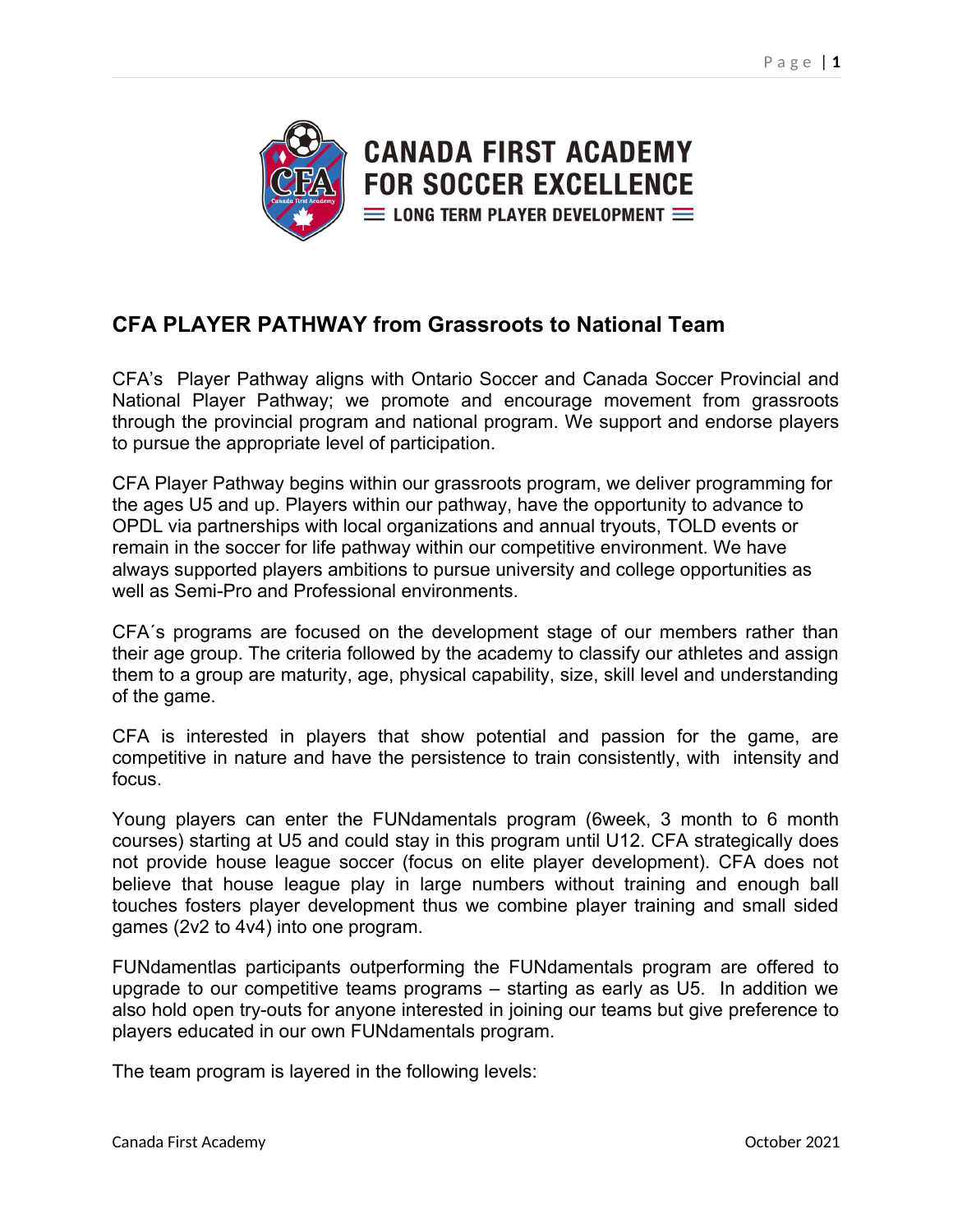CANADA FIRST ACADEMY
FOR SOCCER EXCELLENCE
LONG TERM PLAYER DEVELOPMENT

## CFA PLAYER PATHWAY from Grassroots to National Team

CFA's  Player Pathway aligns with Ontario Soccer and Canada Soccer Provincial and National Player Pathway; we promote and encourage movement from grassroots through the provincial program and national program. We support and endorse players to pursue the appropriate level of participation.

CFA Player Pathway begins within our grassroots program, we deliver programming for the ages U5 and up. Players within our pathway, have the opportunity to advance to OPDL via partnerships with local organizations and annual tryouts, TOLD events or remain in the soccer for life pathway within our competitive environment. We have always supported players ambitions to pursue university and college opportunities as well as Semi-Pro and Professional environments.

CFA´s programs are focused on the development stage of our members rather than their age group. The criteria followed by the academy to classify our athletes and assign them to a group are maturity, age, physical capability, size, skill level and understanding of the game.

CFA is interested in players that show potential and passion for the game, are competitive in nature and have the persistence to train consistently, with  intensity and focus.

Young players can enter the FUNdamentals program (6week, 3 month to 6 month courses) starting at U5 and could stay in this program until U12. CFA strategically does not provide house league soccer (focus on elite player development). CFA does not believe that house league play in large numbers without training and enough ball touches fosters player development thus we combine player training and small sided games (2v2 to 4v4) into one program.

FUNdamentlas participants outperforming the FUNdamentals program are offered to upgrade to our competitive teams programs – starting as early as U5.  In addition we also hold open try-outs for anyone interested in joining our teams but give preference to players educated in our own FUNdamentals program.

The team program is layered in the following levels: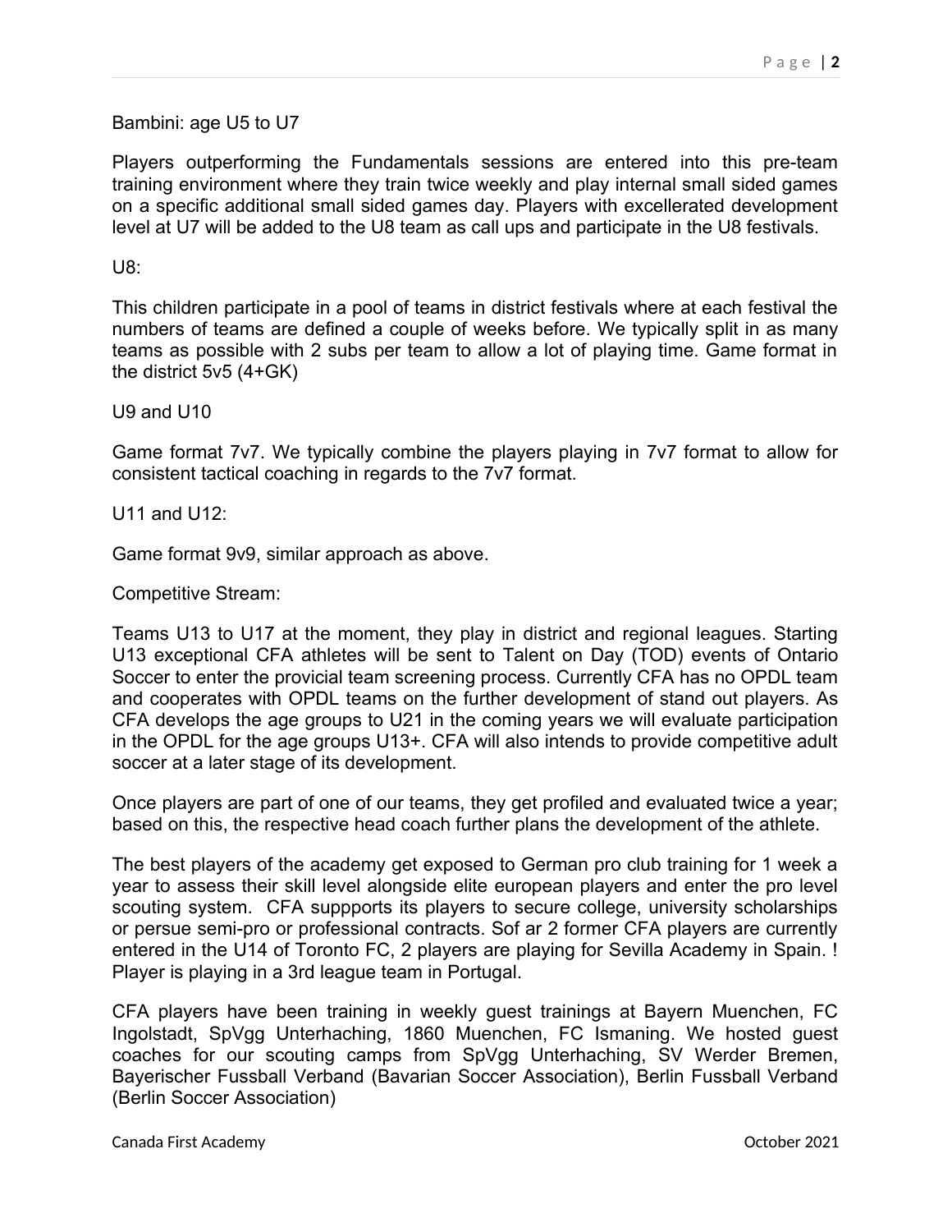Bambini: age U5 to U7

Players outperforming the Fundamentals sessions are entered into this pre-team training environment where they train twice weekly and play internal small sided games on a specific additional small sided games day. Players with excellerated development level at U7 will be added to the U8 team as call ups and participate in the U8 festivals.

U8:

This children participate in a pool of teams in district festivals where at each festival the numbers of teams are defined a couple of weeks before. We typically split in as many teams as possible with 2 subs per team to allow a lot of playing time. Game format in the district 5v5 (4+GK)

U9 and U10

Game format 7v7. We typically combine the players playing in 7v7 format to allow for consistent tactical coaching in regards to the 7v7 format.

U11 and U12:

Game format 9v9, similar approach as above.

Competitive Stream:

Teams U13 to U17 at the moment, they play in district and regional leagues. Starting U13 exceptional CFA athletes will be sent to Talent on Day (TOD) events of Ontario Soccer to enter the provicial team screening process. Currently CFA has no OPDL team and cooperates with OPDL teams on the further development of stand out players. As CFA develops the age groups to U21 in the coming years we will evaluate participation in the OPDL for the age groups U13+. CFA will also intends to provide competitive adult soccer at a later stage of its development.

Once players are part of one of our teams, they get profiled and evaluated twice a year; based on this, the respective head coach further plans the development of the athlete.

The best players of the academy get exposed to German pro club training for 1 week a year to assess their skill level alongside elite european players and enter the pro level scouting system. CFA suppports its players to secure college, university scholarships or persue semi-pro or professional contracts. Sof ar 2 former CFA players are currently entered in the U14 of Toronto FC, 2 players are playing for Sevilla Academy in Spain. ! Player is playing in a 3rd league team in Portugal.

CFA players have been training in weekly guest trainings at Bayern Muenchen, FC Ingolstadt, SpVgg Unterhaching, 1860 Muenchen, FC Ismaning. We hosted guest coaches for our scouting camps from SpVgg Unterhaching, SV Werder Bremen, Bayerischer Fussball Verband (Bavarian Soccer Association), Berlin Fussball Verband (Berlin Soccer Association)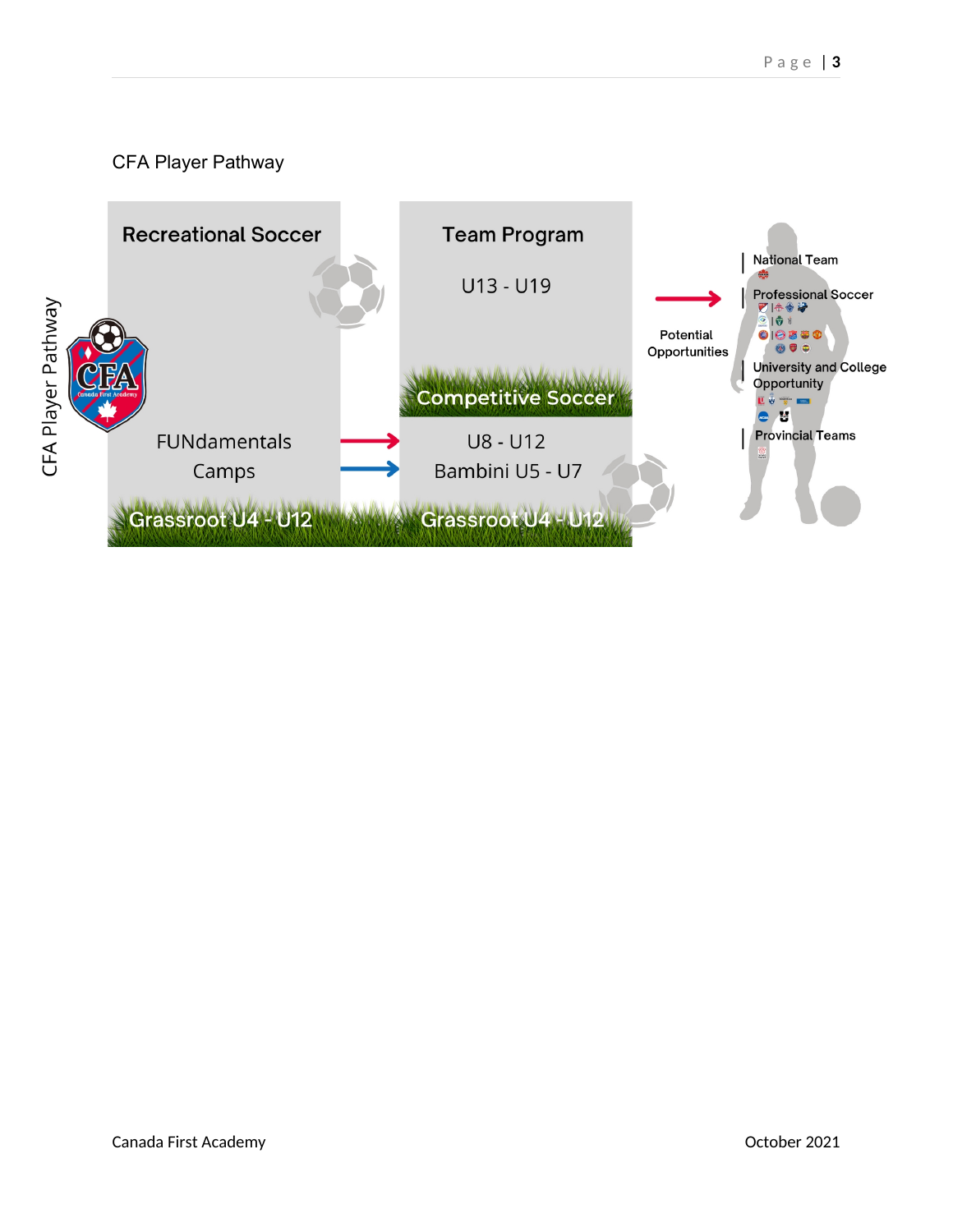CFA Player Pathway

CFA Player Pathway

Recreational Soccer

FUNdamentals

Camps

Grassroot U4 - U12

Team Program

U13 - U19

Competitive Soccer

U8 - U12

Bambini U5 - U7

Grassroot U4 - U12

Potential Opportunities

National Team

Professional Soccer

University and College Opportunity

Provincial Teams